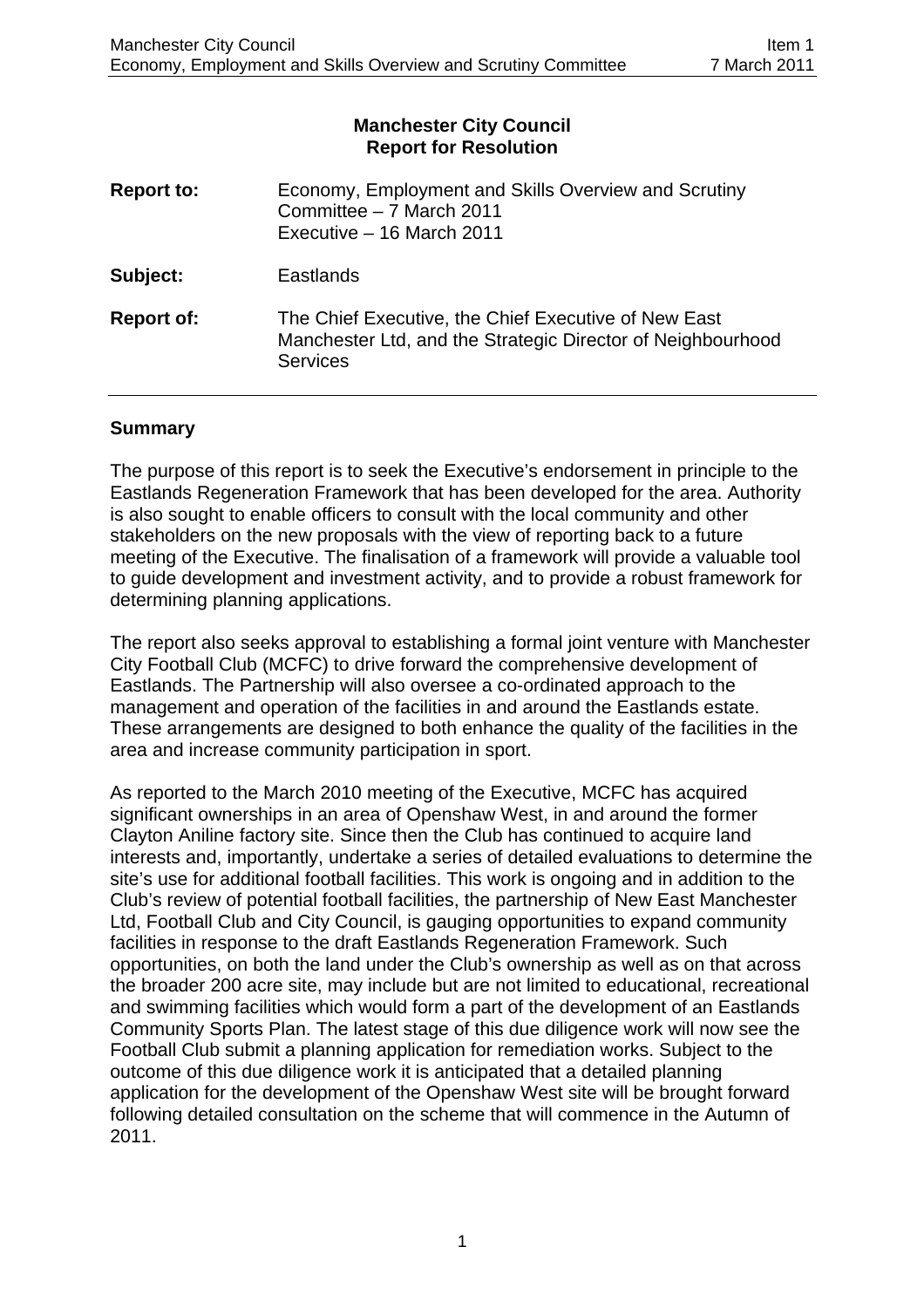**Manchester City Council**
**Report for Resolution**

| | |
|---|---|
| **Report to:** | Economy, Employment and Skills Overview and Scrutiny Committee – 7 March 2011<br>Executive – 16 March 2011 |
| **Subject:** | Eastlands |
| **Report of:** | The Chief Executive, the Chief Executive of New East Manchester Ltd, and the Strategic Director of Neighbourhood Services |

## Summary

The purpose of this report is to seek the Executive's endorsement in principle to the Eastlands Regeneration Framework that has been developed for the area. Authority is also sought to enable officers to consult with the local community and other stakeholders on the new proposals with the view of reporting back to a future meeting of the Executive. The finalisation of a framework will provide a valuable tool to guide development and investment activity, and to provide a robust framework for determining planning applications.

The report also seeks approval to establishing a formal joint venture with Manchester City Football Club (MCFC) to drive forward the comprehensive development of Eastlands. The Partnership will also oversee a co-ordinated approach to the management and operation of the facilities in and around the Eastlands estate. These arrangements are designed to both enhance the quality of the facilities in the area and increase community participation in sport.

As reported to the March 2010 meeting of the Executive, MCFC has acquired significant ownerships in an area of Openshaw West, in and around the former Clayton Aniline factory site. Since then the Club has continued to acquire land interests and, importantly, undertake a series of detailed evaluations to determine the site's use for additional football facilities. This work is ongoing and in addition to the Club's review of potential football facilities, the partnership of New East Manchester Ltd, Football Club and City Council, is gauging opportunities to expand community facilities in response to the draft Eastlands Regeneration Framework. Such opportunities, on both the land under the Club's ownership as well as on that across the broader 200 acre site, may include but are not limited to educational, recreational and swimming facilities which would form a part of the development of an Eastlands Community Sports Plan. The latest stage of this due diligence work will now see the Football Club submit a planning application for remediation works. Subject to the outcome of this due diligence work it is anticipated that a detailed planning application for the development of the Openshaw West site will be brought forward following detailed consultation on the scheme that will commence in the Autumn of 2011.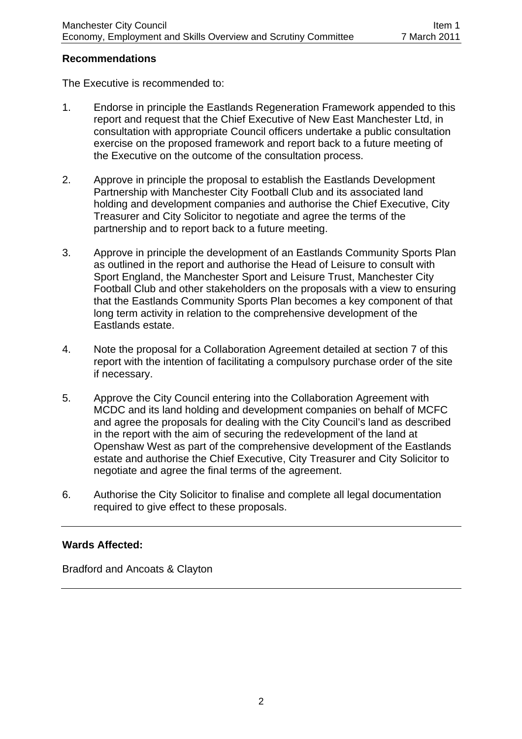**Recommendations**

The Executive is recommended to:

1. Endorse in principle the Eastlands Regeneration Framework appended to this report and request that the Chief Executive of New East Manchester Ltd, in consultation with appropriate Council officers undertake a public consultation exercise on the proposed framework and report back to a future meeting of the Executive on the outcome of the consultation process.

2. Approve in principle the proposal to establish the Eastlands Development Partnership with Manchester City Football Club and its associated land holding and development companies and authorise the Chief Executive, City Treasurer and City Solicitor to negotiate and agree the terms of the partnership and to report back to a future meeting.

3. Approve in principle the development of an Eastlands Community Sports Plan as outlined in the report and authorise the Head of Leisure to consult with Sport England, the Manchester Sport and Leisure Trust, Manchester City Football Club and other stakeholders on the proposals with a view to ensuring that the Eastlands Community Sports Plan becomes a key component of that long term activity in relation to the comprehensive development of the Eastlands estate.

4. Note the proposal for a Collaboration Agreement detailed at section 7 of this report with the intention of facilitating a compulsory purchase order of the site if necessary.

5. Approve the City Council entering into the Collaboration Agreement with MCDC and its land holding and development companies on behalf of MCFC and agree the proposals for dealing with the City Council's land as described in the report with the aim of securing the redevelopment of the land at Openshaw West as part of the comprehensive development of the Eastlands estate and authorise the Chief Executive, City Treasurer and City Solicitor to negotiate and agree the final terms of the agreement.

6. Authorise the City Solicitor to finalise and complete all legal documentation required to give effect to these proposals.

---

**Wards Affected:**

Bradford and Ancoats & Clayton

---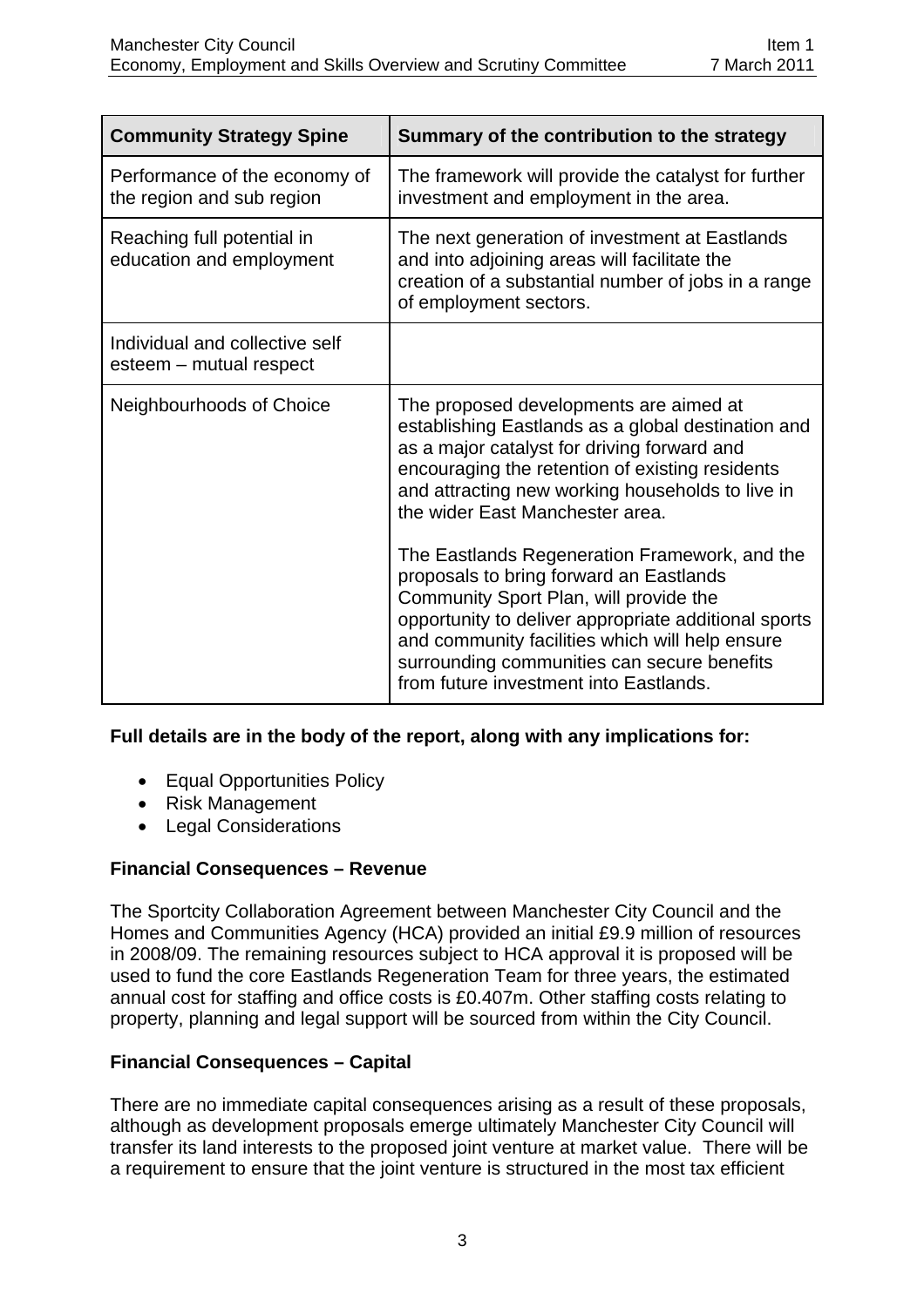| Community Strategy Spine | Summary of the contribution to the strategy |
|---|---|
| Performance of the economy of the region and sub region | The framework will provide the catalyst for further investment and employment in the area. |
| Reaching full potential in education and employment | The next generation of investment at Eastlands and into adjoining areas will facilitate the creation of a substantial number of jobs in a range of employment sectors. |
| Individual and collective self esteem – mutual respect | |
| Neighbourhoods of Choice | The proposed developments are aimed at establishing Eastlands as a global destination and as a major catalyst for driving forward and encouraging the retention of existing residents and attracting new working households to live in the wider East Manchester area.<br><br>The Eastlands Regeneration Framework, and the proposals to bring forward an Eastlands Community Sport Plan, will provide the opportunity to deliver appropriate additional sports and community facilities which will help ensure surrounding communities can secure benefits from future investment into Eastlands. |

**Full details are in the body of the report, along with any implications for:**

- Equal Opportunities Policy
- Risk Management
- Legal Considerations

**Financial Consequences – Revenue**

The Sportcity Collaboration Agreement between Manchester City Council and the Homes and Communities Agency (HCA) provided an initial £9.9 million of resources in 2008/09. The remaining resources subject to HCA approval it is proposed will be used to fund the core Eastlands Regeneration Team for three years, the estimated annual cost for staffing and office costs is £0.407m. Other staffing costs relating to property, planning and legal support will be sourced from within the City Council.

**Financial Consequences – Capital**

There are no immediate capital consequences arising as a result of these proposals, although as development proposals emerge ultimately Manchester City Council will transfer its land interests to the proposed joint venture at market value. There will be a requirement to ensure that the joint venture is structured in the most tax efficient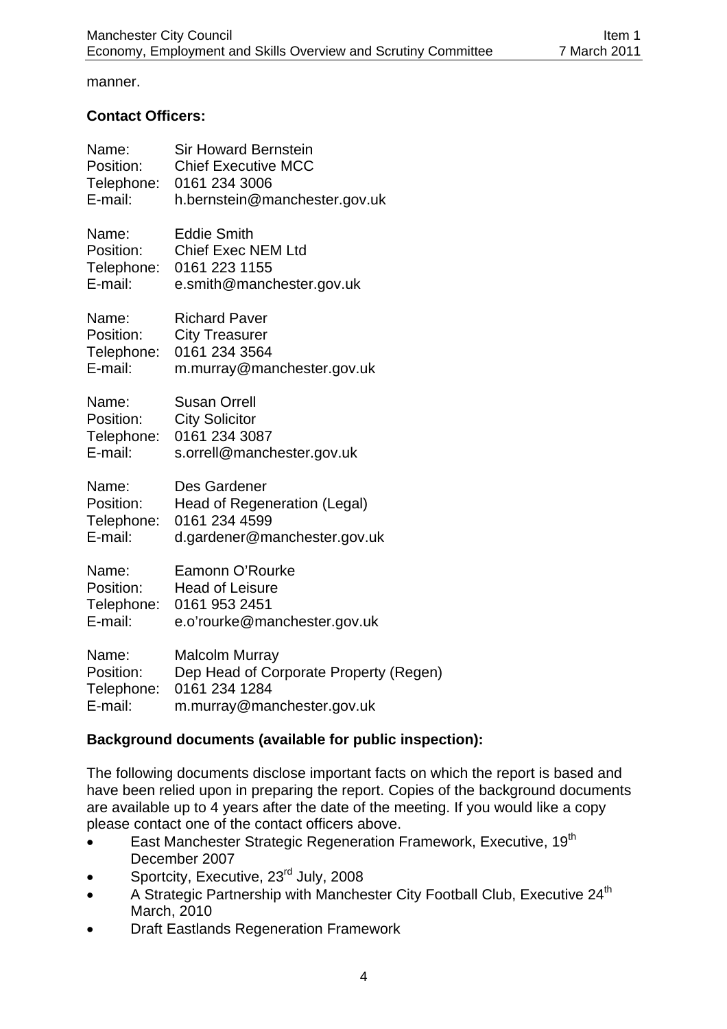manner.

**Contact Officers:**

Name: Sir Howard Bernstein
Position: Chief Executive MCC
Telephone: 0161 234 3006
E-mail: h.bernstein@manchester.gov.uk

Name: Eddie Smith
Position: Chief Exec NEM Ltd
Telephone: 0161 223 1155
E-mail: e.smith@manchester.gov.uk

Name: Richard Paver
Position: City Treasurer
Telephone: 0161 234 3564
E-mail: m.murray@manchester.gov.uk

Name: Susan Orrell
Position: City Solicitor
Telephone: 0161 234 3087
E-mail: s.orrell@manchester.gov.uk

Name: Des Gardener
Position: Head of Regeneration (Legal)
Telephone: 0161 234 4599
E-mail: d.gardener@manchester.gov.uk

Name: Eamonn O'Rourke
Position: Head of Leisure
Telephone: 0161 953 2451
E-mail: e.o'rourke@manchester.gov.uk

Name: Malcolm Murray
Position: Dep Head of Corporate Property (Regen)
Telephone: 0161 234 1284
E-mail: m.murray@manchester.gov.uk

**Background documents (available for public inspection):**

The following documents disclose important facts on which the report is based and have been relied upon in preparing the report. Copies of the background documents are available up to 4 years after the date of the meeting. If you would like a copy please contact one of the contact officers above.

- East Manchester Strategic Regeneration Framework, Executive, 19th December 2007
- Sportcity, Executive, 23rd July, 2008
- A Strategic Partnership with Manchester City Football Club, Executive 24th March, 2010
- Draft Eastlands Regeneration Framework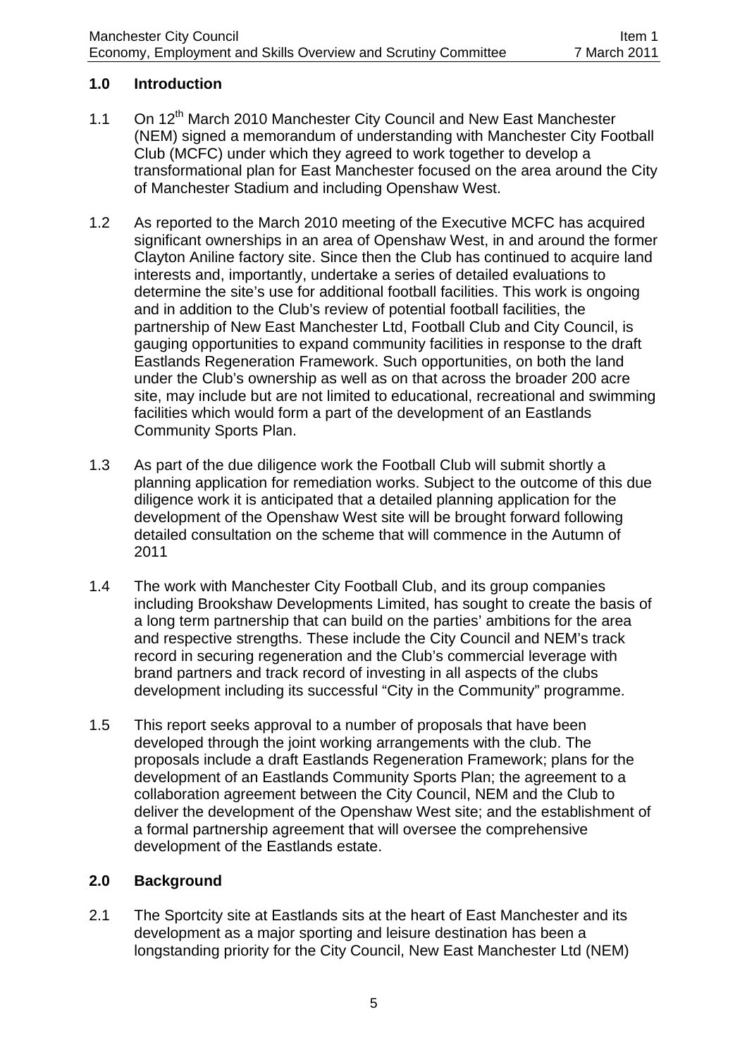## 1.0 Introduction

1.1 On 12th March 2010 Manchester City Council and New East Manchester (NEM) signed a memorandum of understanding with Manchester City Football Club (MCFC) under which they agreed to work together to develop a transformational plan for East Manchester focused on the area around the City of Manchester Stadium and including Openshaw West.

1.2 As reported to the March 2010 meeting of the Executive MCFC has acquired significant ownerships in an area of Openshaw West, in and around the former Clayton Aniline factory site. Since then the Club has continued to acquire land interests and, importantly, undertake a series of detailed evaluations to determine the site's use for additional football facilities. This work is ongoing and in addition to the Club's review of potential football facilities, the partnership of New East Manchester Ltd, Football Club and City Council, is gauging opportunities to expand community facilities in response to the draft Eastlands Regeneration Framework. Such opportunities, on both the land under the Club's ownership as well as on that across the broader 200 acre site, may include but are not limited to educational, recreational and swimming facilities which would form a part of the development of an Eastlands Community Sports Plan.

1.3 As part of the due diligence work the Football Club will submit shortly a planning application for remediation works. Subject to the outcome of this due diligence work it is anticipated that a detailed planning application for the development of the Openshaw West site will be brought forward following detailed consultation on the scheme that will commence in the Autumn of 2011

1.4 The work with Manchester City Football Club, and its group companies including Brookshaw Developments Limited, has sought to create the basis of a long term partnership that can build on the parties' ambitions for the area and respective strengths. These include the City Council and NEM's track record in securing regeneration and the Club's commercial leverage with brand partners and track record of investing in all aspects of the clubs development including its successful "City in the Community" programme.

1.5 This report seeks approval to a number of proposals that have been developed through the joint working arrangements with the club. The proposals include a draft Eastlands Regeneration Framework; plans for the development of an Eastlands Community Sports Plan; the agreement to a collaboration agreement between the City Council, NEM and the Club to deliver the development of the Openshaw West site; and the establishment of a formal partnership agreement that will oversee the comprehensive development of the Eastlands estate.

## 2.0 Background

2.1 The Sportcity site at Eastlands sits at the heart of East Manchester and its development as a major sporting and leisure destination has been a longstanding priority for the City Council, New East Manchester Ltd (NEM)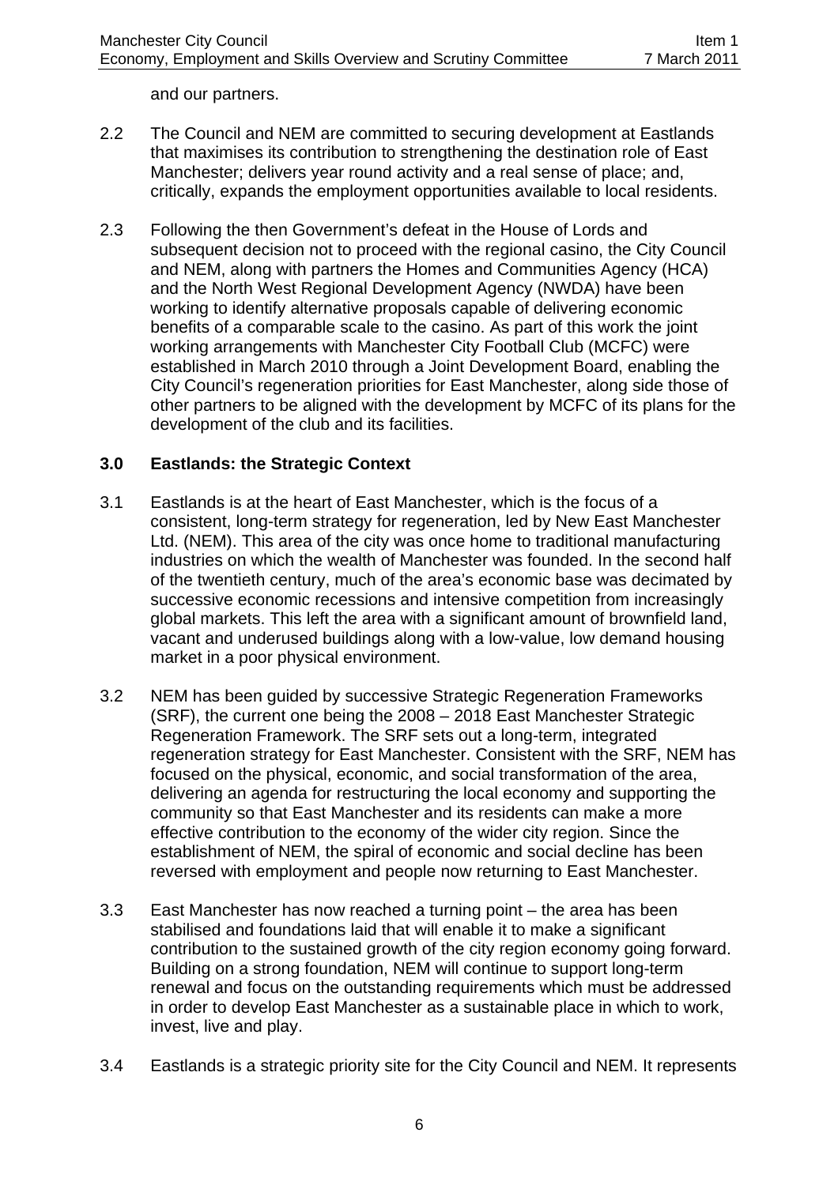and our partners.

2.2 The Council and NEM are committed to securing development at Eastlands that maximises its contribution to strengthening the destination role of East Manchester; delivers year round activity and a real sense of place; and, critically, expands the employment opportunities available to local residents.

2.3 Following the then Government's defeat in the House of Lords and subsequent decision not to proceed with the regional casino, the City Council and NEM, along with partners the Homes and Communities Agency (HCA) and the North West Regional Development Agency (NWDA) have been working to identify alternative proposals capable of delivering economic benefits of a comparable scale to the casino. As part of this work the joint working arrangements with Manchester City Football Club (MCFC) were established in March 2010 through a Joint Development Board, enabling the City Council's regeneration priorities for East Manchester, along side those of other partners to be aligned with the development by MCFC of its plans for the development of the club and its facilities.

## 3.0 Eastlands: the Strategic Context

3.1 Eastlands is at the heart of East Manchester, which is the focus of a consistent, long-term strategy for regeneration, led by New East Manchester Ltd. (NEM). This area of the city was once home to traditional manufacturing industries on which the wealth of Manchester was founded. In the second half of the twentieth century, much of the area's economic base was decimated by successive economic recessions and intensive competition from increasingly global markets. This left the area with a significant amount of brownfield land, vacant and underused buildings along with a low-value, low demand housing market in a poor physical environment.

3.2 NEM has been guided by successive Strategic Regeneration Frameworks (SRF), the current one being the 2008 – 2018 East Manchester Strategic Regeneration Framework. The SRF sets out a long-term, integrated regeneration strategy for East Manchester. Consistent with the SRF, NEM has focused on the physical, economic, and social transformation of the area, delivering an agenda for restructuring the local economy and supporting the community so that East Manchester and its residents can make a more effective contribution to the economy of the wider city region. Since the establishment of NEM, the spiral of economic and social decline has been reversed with employment and people now returning to East Manchester.

3.3 East Manchester has now reached a turning point – the area has been stabilised and foundations laid that will enable it to make a significant contribution to the sustained growth of the city region economy going forward. Building on a strong foundation, NEM will continue to support long-term renewal and focus on the outstanding requirements which must be addressed in order to develop East Manchester as a sustainable place in which to work, invest, live and play.

3.4 Eastlands is a strategic priority site for the City Council and NEM. It represents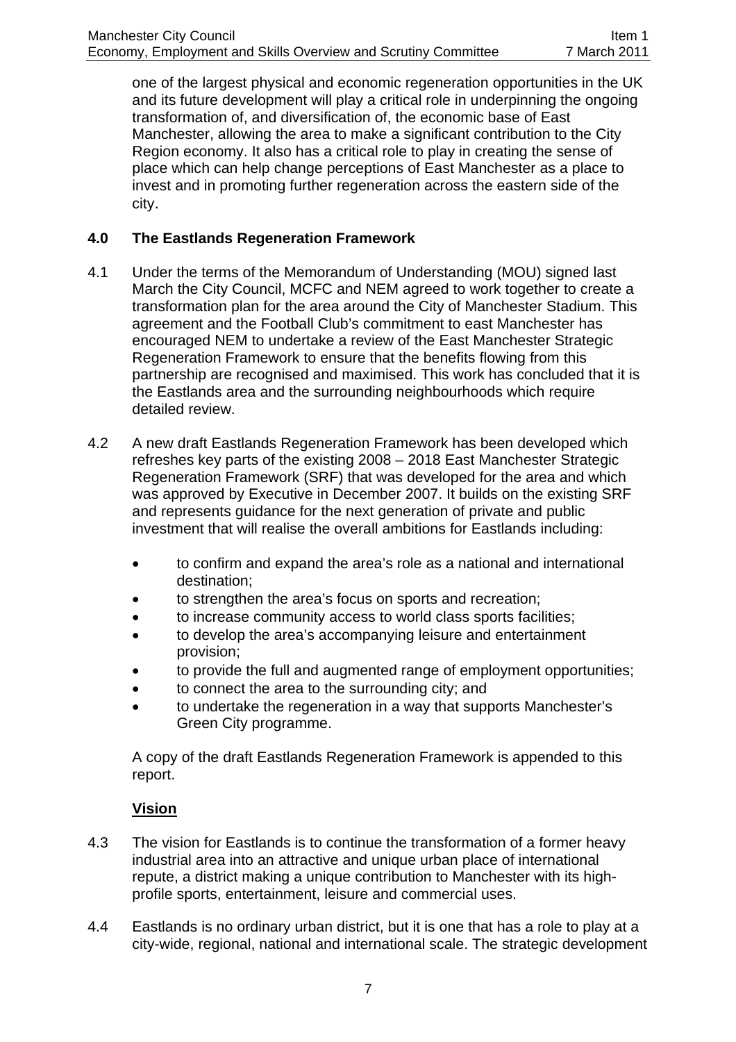one of the largest physical and economic regeneration opportunities in the UK and its future development will play a critical role in underpinning the ongoing transformation of, and diversification of, the economic base of East Manchester, allowing the area to make a significant contribution to the City Region economy. It also has a critical role to play in creating the sense of place which can help change perceptions of East Manchester as a place to invest and in promoting further regeneration across the eastern side of the city.

## 4.0 The Eastlands Regeneration Framework

4.1 Under the terms of the Memorandum of Understanding (MOU) signed last March the City Council, MCFC and NEM agreed to work together to create a transformation plan for the area around the City of Manchester Stadium. This agreement and the Football Club's commitment to east Manchester has encouraged NEM to undertake a review of the East Manchester Strategic Regeneration Framework to ensure that the benefits flowing from this partnership are recognised and maximised. This work has concluded that it is the Eastlands area and the surrounding neighbourhoods which require detailed review.

4.2 A new draft Eastlands Regeneration Framework has been developed which refreshes key parts of the existing 2008 – 2018 East Manchester Strategic Regeneration Framework (SRF) that was developed for the area and which was approved by Executive in December 2007. It builds on the existing SRF and represents guidance for the next generation of private and public investment that will realise the overall ambitions for Eastlands including:

- to confirm and expand the area's role as a national and international destination;
- to strengthen the area's focus on sports and recreation;
- to increase community access to world class sports facilities;
- to develop the area's accompanying leisure and entertainment provision;
- to provide the full and augmented range of employment opportunities;
- to connect the area to the surrounding city; and
- to undertake the regeneration in a way that supports Manchester's Green City programme.

A copy of the draft Eastlands Regeneration Framework is appended to this report.

**Vision**

4.3 The vision for Eastlands is to continue the transformation of a former heavy industrial area into an attractive and unique urban place of international repute, a district making a unique contribution to Manchester with its high-profile sports, entertainment, leisure and commercial uses.

4.4 Eastlands is no ordinary urban district, but it is one that has a role to play at a city-wide, regional, national and international scale. The strategic development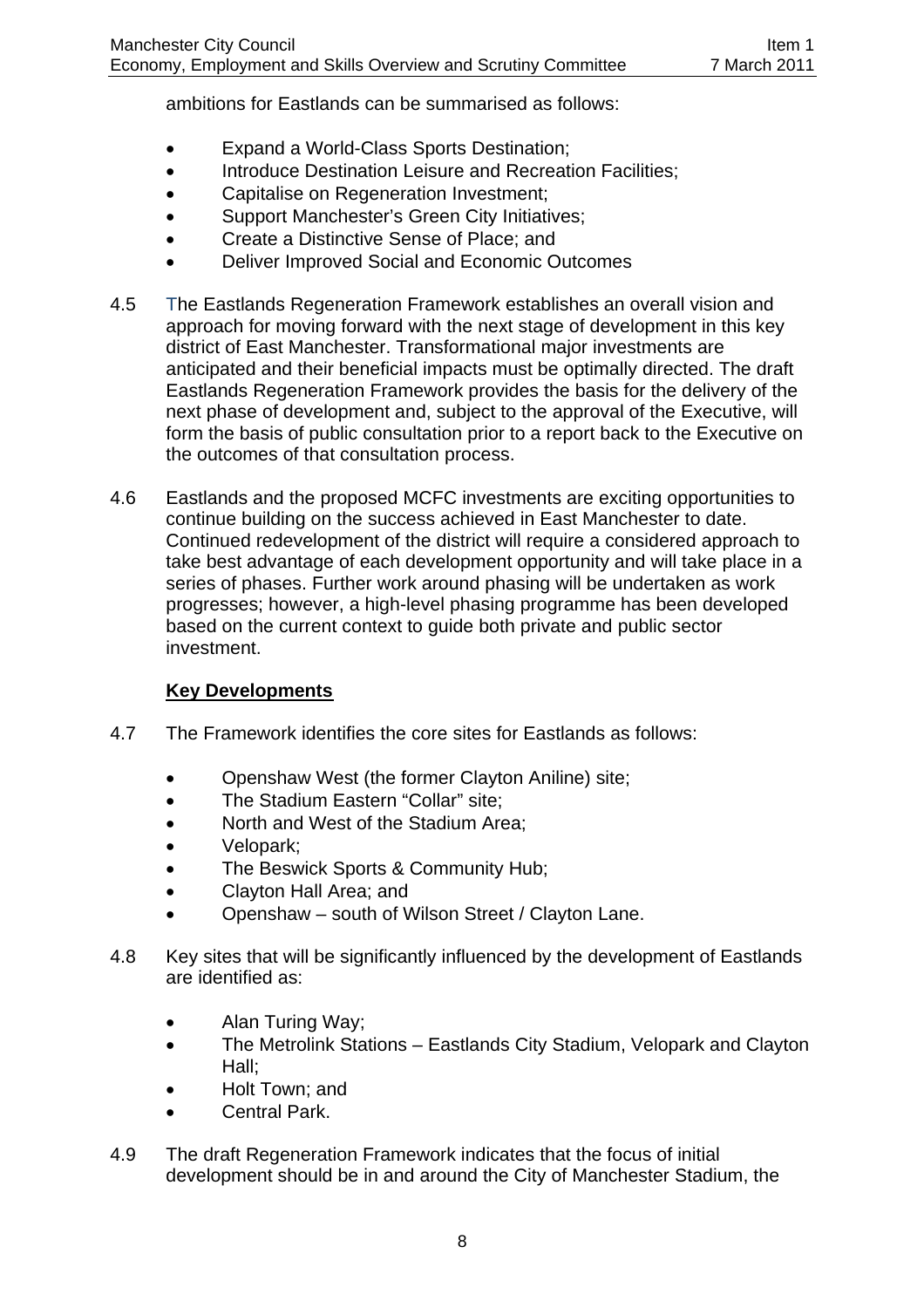ambitions for Eastlands can be summarised as follows:

- Expand a World-Class Sports Destination;
- Introduce Destination Leisure and Recreation Facilities;
- Capitalise on Regeneration Investment;
- Support Manchester's Green City Initiatives;
- Create a Distinctive Sense of Place; and
- Deliver Improved Social and Economic Outcomes

4.5 The Eastlands Regeneration Framework establishes an overall vision and approach for moving forward with the next stage of development in this key district of East Manchester. Transformational major investments are anticipated and their beneficial impacts must be optimally directed. The draft Eastlands Regeneration Framework provides the basis for the delivery of the next phase of development and, subject to the approval of the Executive, will form the basis of public consultation prior to a report back to the Executive on the outcomes of that consultation process.

4.6 Eastlands and the proposed MCFC investments are exciting opportunities to continue building on the success achieved in East Manchester to date. Continued redevelopment of the district will require a considered approach to take best advantage of each development opportunity and will take place in a series of phases. Further work around phasing will be undertaken as work progresses; however, a high-level phasing programme has been developed based on the current context to guide both private and public sector investment.

**Key Developments**

4.7 The Framework identifies the core sites for Eastlands as follows:

- Openshaw West (the former Clayton Aniline) site;
- The Stadium Eastern "Collar" site;
- North and West of the Stadium Area;
- Velopark;
- The Beswick Sports & Community Hub;
- Clayton Hall Area; and
- Openshaw – south of Wilson Street / Clayton Lane.

4.8 Key sites that will be significantly influenced by the development of Eastlands are identified as:

- Alan Turing Way;
- The Metrolink Stations – Eastlands City Stadium, Velopark and Clayton Hall;
- Holt Town; and
- Central Park.

4.9 The draft Regeneration Framework indicates that the focus of initial development should be in and around the City of Manchester Stadium, the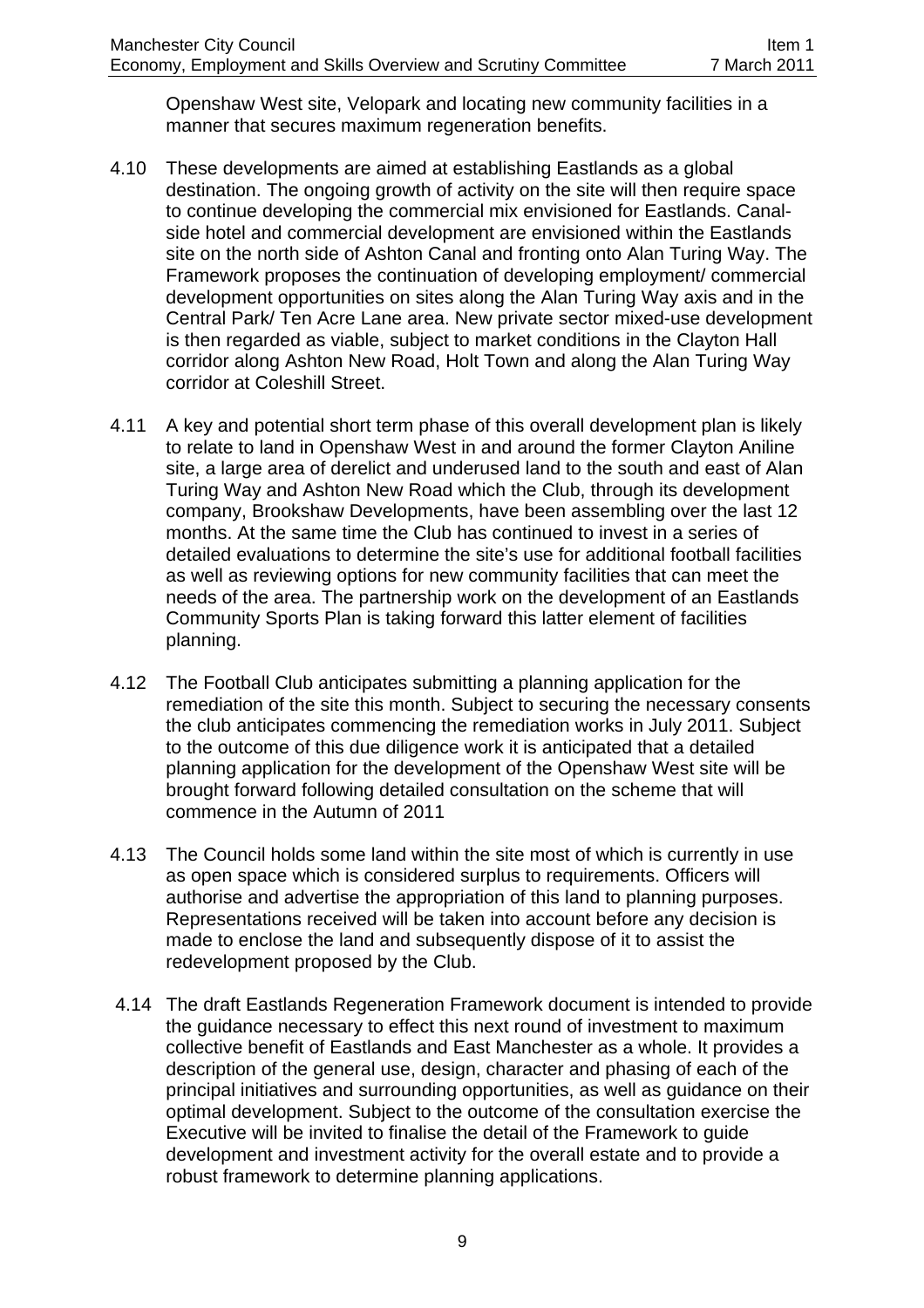Openshaw West site, Velopark and locating new community facilities in a manner that secures maximum regeneration benefits.

4.10 These developments are aimed at establishing Eastlands as a global destination. The ongoing growth of activity on the site will then require space to continue developing the commercial mix envisioned for Eastlands. Canal-side hotel and commercial development are envisioned within the Eastlands site on the north side of Ashton Canal and fronting onto Alan Turing Way. The Framework proposes the continuation of developing employment/ commercial development opportunities on sites along the Alan Turing Way axis and in the Central Park/ Ten Acre Lane area. New private sector mixed-use development is then regarded as viable, subject to market conditions in the Clayton Hall corridor along Ashton New Road, Holt Town and along the Alan Turing Way corridor at Coleshill Street.

4.11 A key and potential short term phase of this overall development plan is likely to relate to land in Openshaw West in and around the former Clayton Aniline site, a large area of derelict and underused land to the south and east of Alan Turing Way and Ashton New Road which the Club, through its development company, Brookshaw Developments, have been assembling over the last 12 months. At the same time the Club has continued to invest in a series of detailed evaluations to determine the site's use for additional football facilities as well as reviewing options for new community facilities that can meet the needs of the area. The partnership work on the development of an Eastlands Community Sports Plan is taking forward this latter element of facilities planning.

4.12 The Football Club anticipates submitting a planning application for the remediation of the site this month. Subject to securing the necessary consents the club anticipates commencing the remediation works in July 2011. Subject to the outcome of this due diligence work it is anticipated that a detailed planning application for the development of the Openshaw West site will be brought forward following detailed consultation on the scheme that will commence in the Autumn of 2011

4.13 The Council holds some land within the site most of which is currently in use as open space which is considered surplus to requirements. Officers will authorise and advertise the appropriation of this land to planning purposes. Representations received will be taken into account before any decision is made to enclose the land and subsequently dispose of it to assist the redevelopment proposed by the Club.

4.14 The draft Eastlands Regeneration Framework document is intended to provide the guidance necessary to effect this next round of investment to maximum collective benefit of Eastlands and East Manchester as a whole. It provides a description of the general use, design, character and phasing of each of the principal initiatives and surrounding opportunities, as well as guidance on their optimal development. Subject to the outcome of the consultation exercise the Executive will be invited to finalise the detail of the Framework to guide development and investment activity for the overall estate and to provide a robust framework to determine planning applications.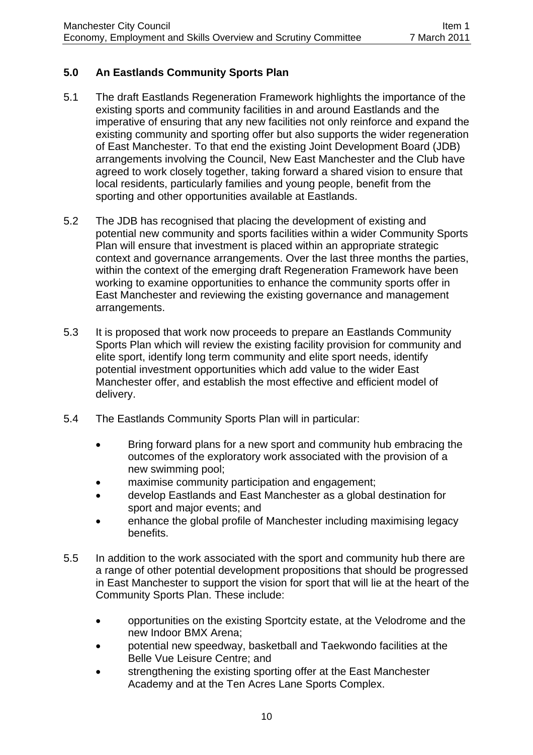## 5.0 An Eastlands Community Sports Plan

5.1 The draft Eastlands Regeneration Framework highlights the importance of the existing sports and community facilities in and around Eastlands and the imperative of ensuring that any new facilities not only reinforce and expand the existing community and sporting offer but also supports the wider regeneration of East Manchester. To that end the existing Joint Development Board (JDB) arrangements involving the Council, New East Manchester and the Club have agreed to work closely together, taking forward a shared vision to ensure that local residents, particularly families and young people, benefit from the sporting and other opportunities available at Eastlands.

5.2 The JDB has recognised that placing the development of existing and potential new community and sports facilities within a wider Community Sports Plan will ensure that investment is placed within an appropriate strategic context and governance arrangements. Over the last three months the parties, within the context of the emerging draft Regeneration Framework have been working to examine opportunities to enhance the community sports offer in East Manchester and reviewing the existing governance and management arrangements.

5.3 It is proposed that work now proceeds to prepare an Eastlands Community Sports Plan which will review the existing facility provision for community and elite sport, identify long term community and elite sport needs, identify potential investment opportunities which add value to the wider East Manchester offer, and establish the most effective and efficient model of delivery.

5.4 The Eastlands Community Sports Plan will in particular:

- Bring forward plans for a new sport and community hub embracing the outcomes of the exploratory work associated with the provision of a new swimming pool;
- maximise community participation and engagement;
- develop Eastlands and East Manchester as a global destination for sport and major events; and
- enhance the global profile of Manchester including maximising legacy benefits.

5.5 In addition to the work associated with the sport and community hub there are a range of other potential development propositions that should be progressed in East Manchester to support the vision for sport that will lie at the heart of the Community Sports Plan. These include:

- opportunities on the existing Sportcity estate, at the Velodrome and the new Indoor BMX Arena;
- potential new speedway, basketball and Taekwondo facilities at the Belle Vue Leisure Centre; and
- strengthening the existing sporting offer at the East Manchester Academy and at the Ten Acres Lane Sports Complex.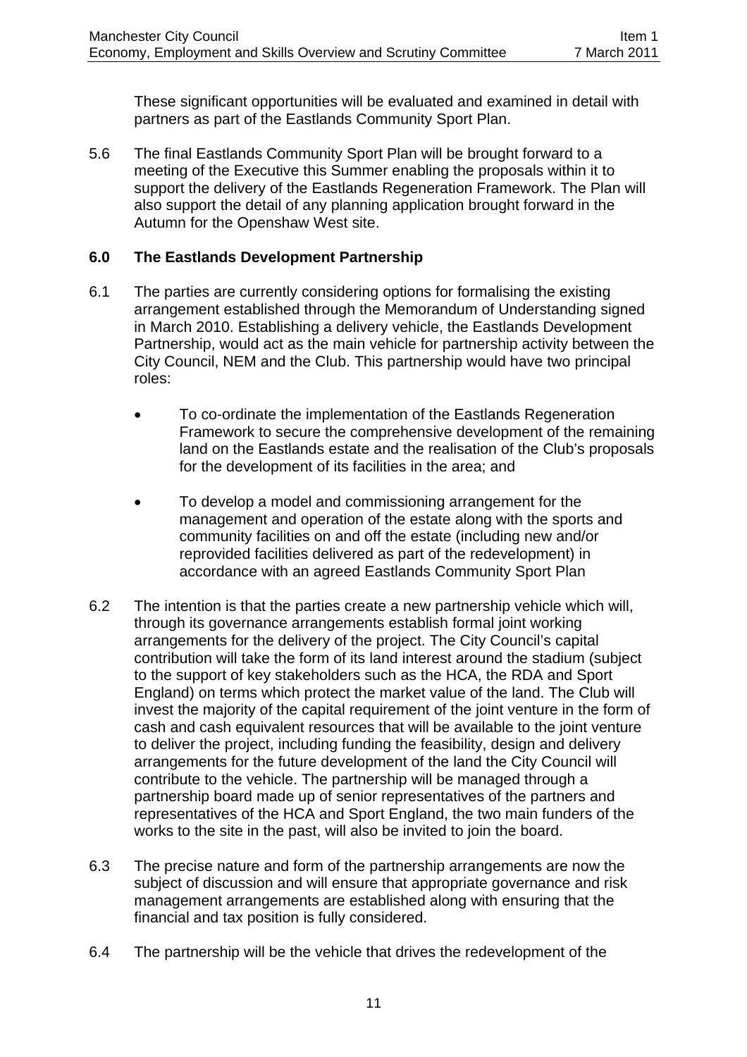These significant opportunities will be evaluated and examined in detail with partners as part of the Eastlands Community Sport Plan.

5.6 The final Eastlands Community Sport Plan will be brought forward to a meeting of the Executive this Summer enabling the proposals within it to support the delivery of the Eastlands Regeneration Framework. The Plan will also support the detail of any planning application brought forward in the Autumn for the Openshaw West site.

## 6.0 The Eastlands Development Partnership

6.1 The parties are currently considering options for formalising the existing arrangement established through the Memorandum of Understanding signed in March 2010. Establishing a delivery vehicle, the Eastlands Development Partnership, would act as the main vehicle for partnership activity between the City Council, NEM and the Club. This partnership would have two principal roles:

- To co-ordinate the implementation of the Eastlands Regeneration Framework to secure the comprehensive development of the remaining land on the Eastlands estate and the realisation of the Club's proposals for the development of its facilities in the area; and
- To develop a model and commissioning arrangement for the management and operation of the estate along with the sports and community facilities on and off the estate (including new and/or reprovided facilities delivered as part of the redevelopment) in accordance with an agreed Eastlands Community Sport Plan

6.2 The intention is that the parties create a new partnership vehicle which will, through its governance arrangements establish formal joint working arrangements for the delivery of the project. The City Council's capital contribution will take the form of its land interest around the stadium (subject to the support of key stakeholders such as the HCA, the RDA and Sport England) on terms which protect the market value of the land. The Club will invest the majority of the capital requirement of the joint venture in the form of cash and cash equivalent resources that will be available to the joint venture to deliver the project, including funding the feasibility, design and delivery arrangements for the future development of the land the City Council will contribute to the vehicle. The partnership will be managed through a partnership board made up of senior representatives of the partners and representatives of the HCA and Sport England, the two main funders of the works to the site in the past, will also be invited to join the board.

6.3 The precise nature and form of the partnership arrangements are now the subject of discussion and will ensure that appropriate governance and risk management arrangements are established along with ensuring that the financial and tax position is fully considered.

6.4 The partnership will be the vehicle that drives the redevelopment of the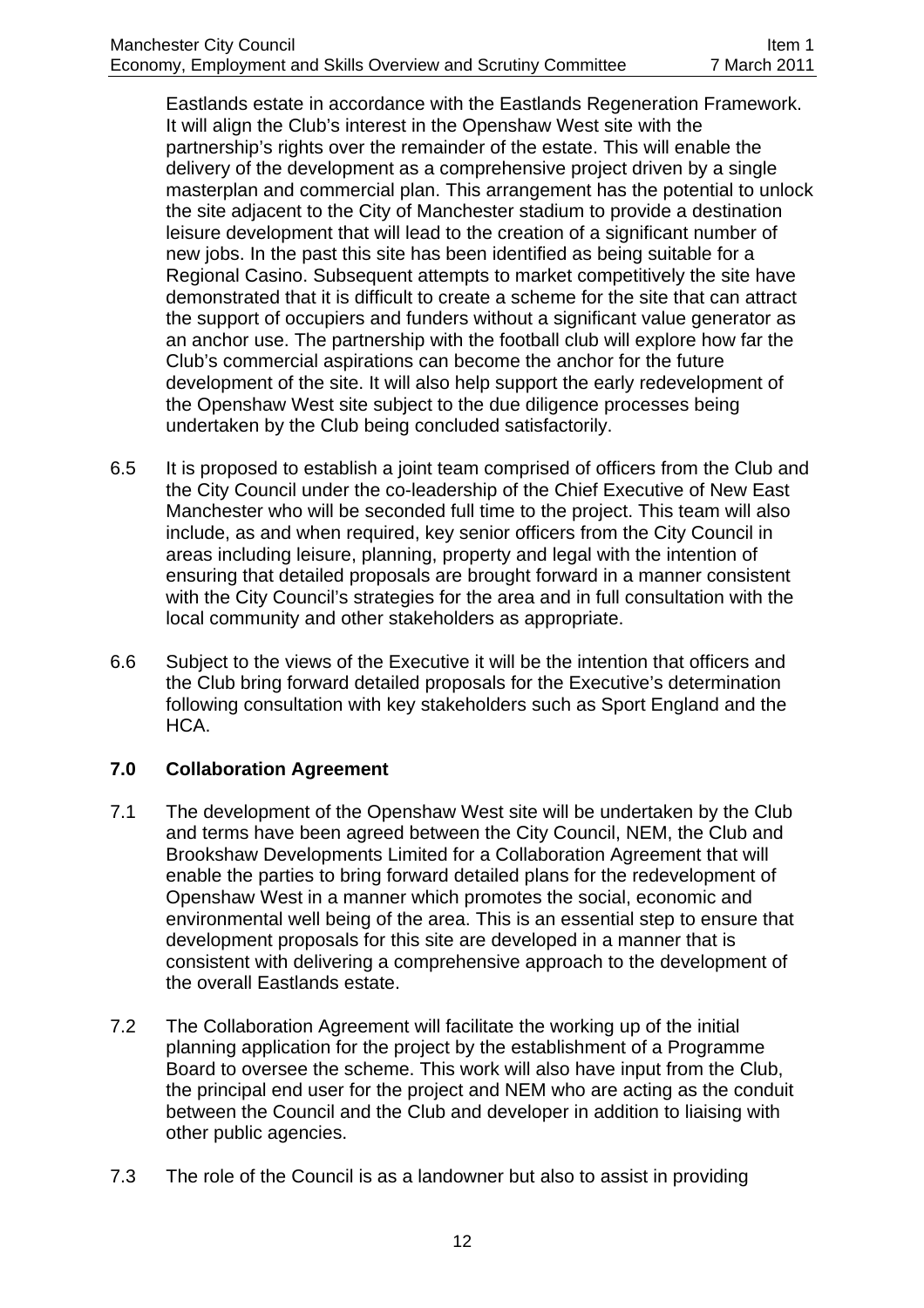Eastlands estate in accordance with the Eastlands Regeneration Framework. It will align the Club's interest in the Openshaw West site with the partnership's rights over the remainder of the estate. This will enable the delivery of the development as a comprehensive project driven by a single masterplan and commercial plan. This arrangement has the potential to unlock the site adjacent to the City of Manchester stadium to provide a destination leisure development that will lead to the creation of a significant number of new jobs. In the past this site has been identified as being suitable for a Regional Casino. Subsequent attempts to market competitively the site have demonstrated that it is difficult to create a scheme for the site that can attract the support of occupiers and funders without a significant value generator as an anchor use. The partnership with the football club will explore how far the Club's commercial aspirations can become the anchor for the future development of the site. It will also help support the early redevelopment of the Openshaw West site subject to the due diligence processes being undertaken by the Club being concluded satisfactorily.

6.5 It is proposed to establish a joint team comprised of officers from the Club and the City Council under the co-leadership of the Chief Executive of New East Manchester who will be seconded full time to the project. This team will also include, as and when required, key senior officers from the City Council in areas including leisure, planning, property and legal with the intention of ensuring that detailed proposals are brought forward in a manner consistent with the City Council's strategies for the area and in full consultation with the local community and other stakeholders as appropriate.

6.6 Subject to the views of the Executive it will be the intention that officers and the Club bring forward detailed proposals for the Executive's determination following consultation with key stakeholders such as Sport England and the HCA.

## 7.0 Collaboration Agreement

7.1 The development of the Openshaw West site will be undertaken by the Club and terms have been agreed between the City Council, NEM, the Club and Brookshaw Developments Limited for a Collaboration Agreement that will enable the parties to bring forward detailed plans for the redevelopment of Openshaw West in a manner which promotes the social, economic and environmental well being of the area. This is an essential step to ensure that development proposals for this site are developed in a manner that is consistent with delivering a comprehensive approach to the development of the overall Eastlands estate.

7.2 The Collaboration Agreement will facilitate the working up of the initial planning application for the project by the establishment of a Programme Board to oversee the scheme. This work will also have input from the Club, the principal end user for the project and NEM who are acting as the conduit between the Council and the Club and developer in addition to liaising with other public agencies.

7.3 The role of the Council is as a landowner but also to assist in providing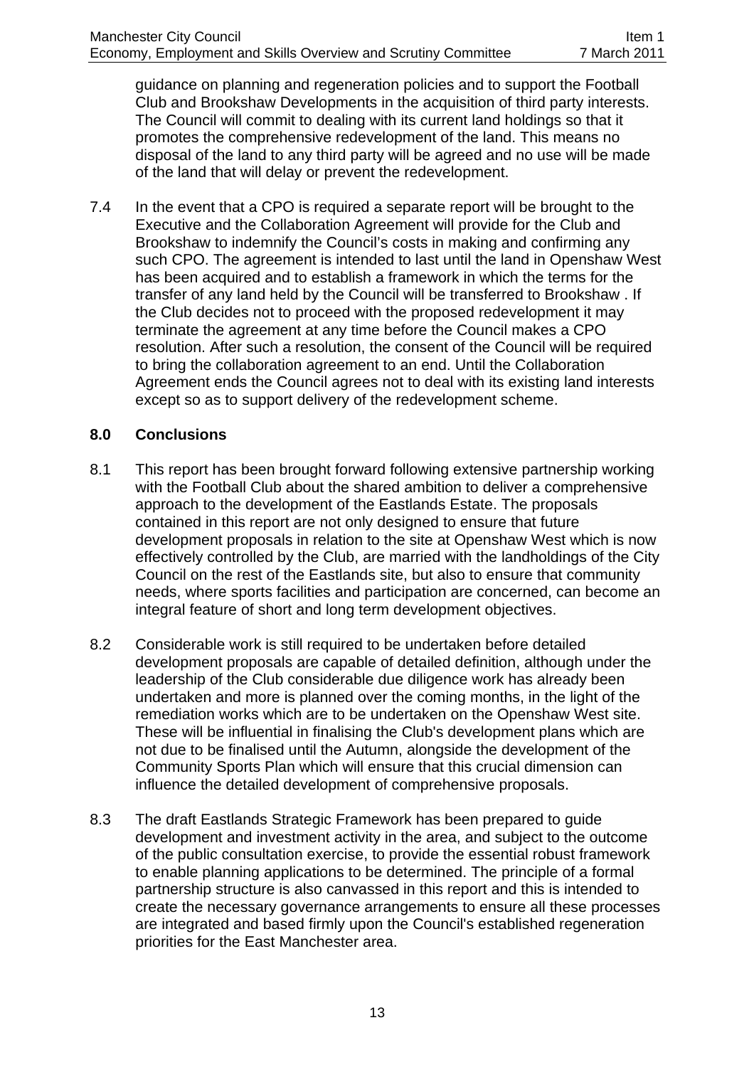guidance on planning and regeneration policies and to support the Football Club and Brookshaw Developments in the acquisition of third party interests. The Council will commit to dealing with its current land holdings so that it promotes the comprehensive redevelopment of the land. This means no disposal of the land to any third party will be agreed and no use will be made of the land that will delay or prevent the redevelopment.

7.4 In the event that a CPO is required a separate report will be brought to the Executive and the Collaboration Agreement will provide for the Club and Brookshaw to indemnify the Council's costs in making and confirming any such CPO. The agreement is intended to last until the land in Openshaw West has been acquired and to establish a framework in which the terms for the transfer of any land held by the Council will be transferred to Brookshaw . If the Club decides not to proceed with the proposed redevelopment it may terminate the agreement at any time before the Council makes a CPO resolution. After such a resolution, the consent of the Council will be required to bring the collaboration agreement to an end. Until the Collaboration Agreement ends the Council agrees not to deal with its existing land interests except so as to support delivery of the redevelopment scheme.

## 8.0 Conclusions

8.1 This report has been brought forward following extensive partnership working with the Football Club about the shared ambition to deliver a comprehensive approach to the development of the Eastlands Estate. The proposals contained in this report are not only designed to ensure that future development proposals in relation to the site at Openshaw West which is now effectively controlled by the Club, are married with the landholdings of the City Council on the rest of the Eastlands site, but also to ensure that community needs, where sports facilities and participation are concerned, can become an integral feature of short and long term development objectives.

8.2 Considerable work is still required to be undertaken before detailed development proposals are capable of detailed definition, although under the leadership of the Club considerable due diligence work has already been undertaken and more is planned over the coming months, in the light of the remediation works which are to be undertaken on the Openshaw West site. These will be influential in finalising the Club's development plans which are not due to be finalised until the Autumn, alongside the development of the Community Sports Plan which will ensure that this crucial dimension can influence the detailed development of comprehensive proposals.

8.3 The draft Eastlands Strategic Framework has been prepared to guide development and investment activity in the area, and subject to the outcome of the public consultation exercise, to provide the essential robust framework to enable planning applications to be determined. The principle of a formal partnership structure is also canvassed in this report and this is intended to create the necessary governance arrangements to ensure all these processes are integrated and based firmly upon the Council's established regeneration priorities for the East Manchester area.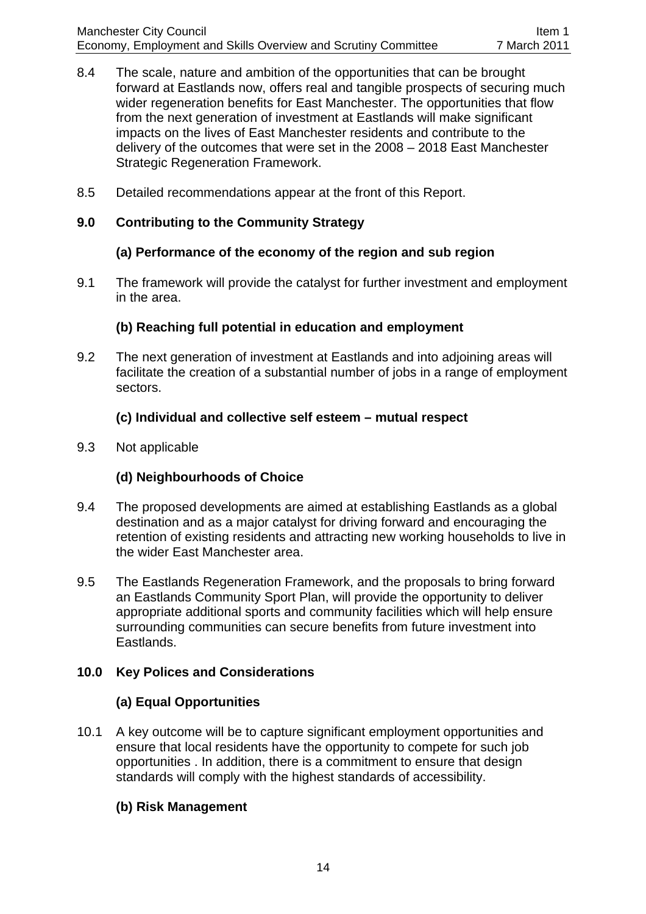8.4 The scale, nature and ambition of the opportunities that can be brought forward at Eastlands now, offers real and tangible prospects of securing much wider regeneration benefits for East Manchester. The opportunities that flow from the next generation of investment at Eastlands will make significant impacts on the lives of East Manchester residents and contribute to the delivery of the outcomes that were set in the 2008 – 2018 East Manchester Strategic Regeneration Framework.

8.5 Detailed recommendations appear at the front of this Report.

## 9.0 Contributing to the Community Strategy

### (a) Performance of the economy of the region and sub region

9.1 The framework will provide the catalyst for further investment and employment in the area.

### (b) Reaching full potential in education and employment

9.2 The next generation of investment at Eastlands and into adjoining areas will facilitate the creation of a substantial number of jobs in a range of employment sectors.

### (c) Individual and collective self esteem – mutual respect

9.3 Not applicable

### (d) Neighbourhoods of Choice

9.4 The proposed developments are aimed at establishing Eastlands as a global destination and as a major catalyst for driving forward and encouraging the retention of existing residents and attracting new working households to live in the wider East Manchester area.

9.5 The Eastlands Regeneration Framework, and the proposals to bring forward an Eastlands Community Sport Plan, will provide the opportunity to deliver appropriate additional sports and community facilities which will help ensure surrounding communities can secure benefits from future investment into Eastlands.

## 10.0 Key Polices and Considerations

### (a) Equal Opportunities

10.1 A key outcome will be to capture significant employment opportunities and ensure that local residents have the opportunity to compete for such job opportunities . In addition, there is a commitment to ensure that design standards will comply with the highest standards of accessibility.

### (b) Risk Management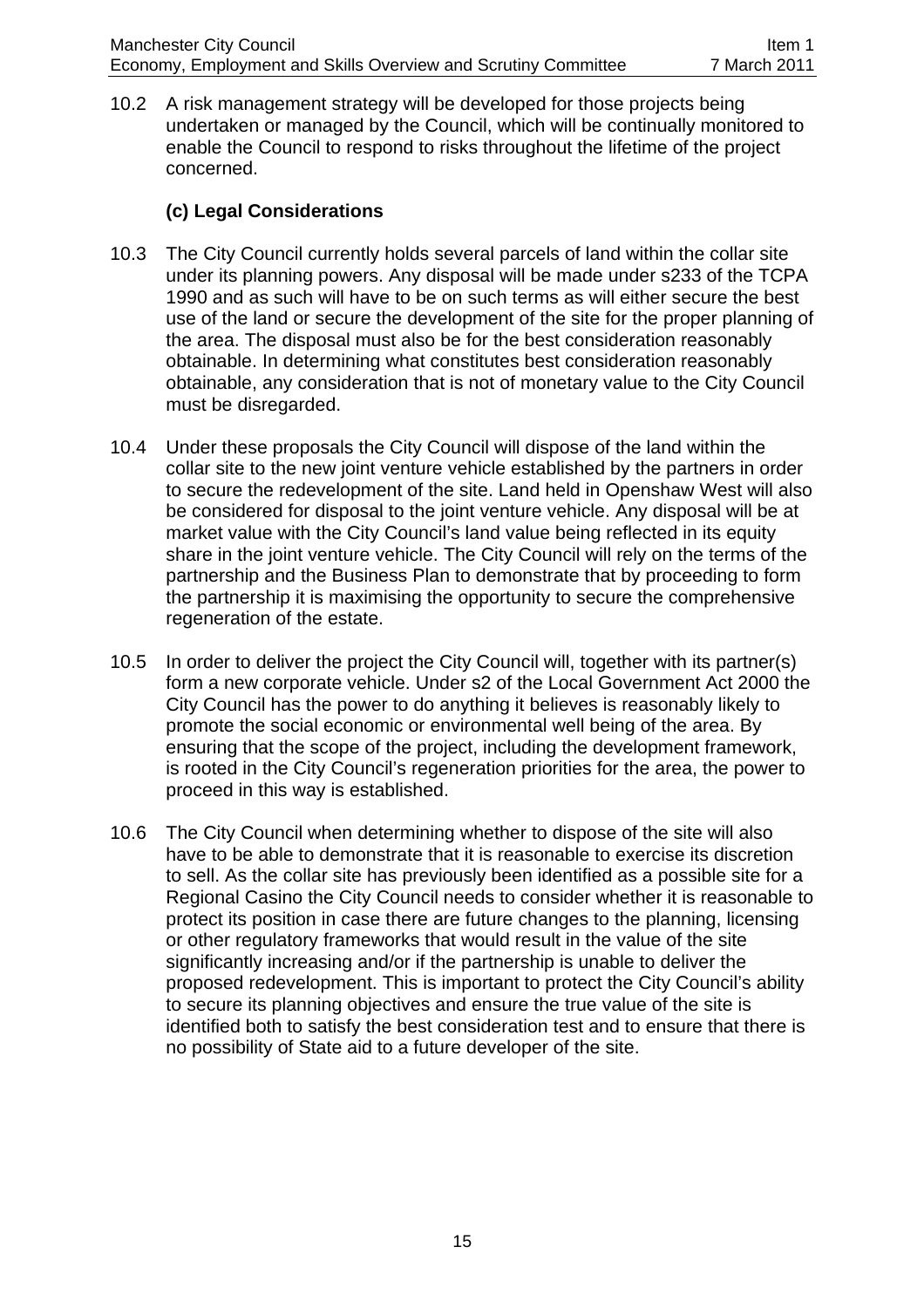10.2 A risk management strategy will be developed for those projects being undertaken or managed by the Council, which will be continually monitored to enable the Council to respond to risks throughout the lifetime of the project concerned.

### (c) Legal Considerations

10.3 The City Council currently holds several parcels of land within the collar site under its planning powers. Any disposal will be made under s233 of the TCPA 1990 and as such will have to be on such terms as will either secure the best use of the land or secure the development of the site for the proper planning of the area. The disposal must also be for the best consideration reasonably obtainable. In determining what constitutes best consideration reasonably obtainable, any consideration that is not of monetary value to the City Council must be disregarded.

10.4 Under these proposals the City Council will dispose of the land within the collar site to the new joint venture vehicle established by the partners in order to secure the redevelopment of the site. Land held in Openshaw West will also be considered for disposal to the joint venture vehicle. Any disposal will be at market value with the City Council's land value being reflected in its equity share in the joint venture vehicle. The City Council will rely on the terms of the partnership and the Business Plan to demonstrate that by proceeding to form the partnership it is maximising the opportunity to secure the comprehensive regeneration of the estate.

10.5 In order to deliver the project the City Council will, together with its partner(s) form a new corporate vehicle. Under s2 of the Local Government Act 2000 the City Council has the power to do anything it believes is reasonably likely to promote the social economic or environmental well being of the area. By ensuring that the scope of the project, including the development framework, is rooted in the City Council's regeneration priorities for the area, the power to proceed in this way is established.

10.6 The City Council when determining whether to dispose of the site will also have to be able to demonstrate that it is reasonable to exercise its discretion to sell. As the collar site has previously been identified as a possible site for a Regional Casino the City Council needs to consider whether it is reasonable to protect its position in case there are future changes to the planning, licensing or other regulatory frameworks that would result in the value of the site significantly increasing and/or if the partnership is unable to deliver the proposed redevelopment. This is important to protect the City Council's ability to secure its planning objectives and ensure the true value of the site is identified both to satisfy the best consideration test and to ensure that there is no possibility of State aid to a future developer of the site.